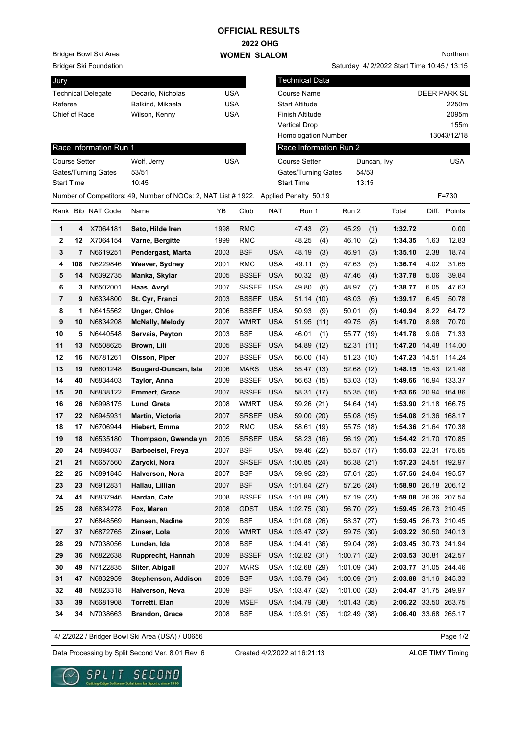# OFFICIAL RESULTS
## 2022 OHG
## WOMEN SLALOM

Bridger Bowl Ski Area
Bridger Ski Foundation

Northern
Saturday 4/ 2/2022 Start Time 10:45 / 13:15

| Jury | | |
|---|---|---|
| Technical Delegate | Decarlo, Nicholas | USA |
| Referee | Balkind, Mikaela | USA |
| Chief of Race | Wilson, Kenny | USA |

| Technical Data | |
|---|---|
| Course Name | DEER PARK SL |
| Start Altitude | 2250m |
| Finish Altitude | 2095m |
| Vertical Drop | 155m |
| Homologation Number | 13043/12/18 |

| Race Information Run 1 | | |
|---|---|---|
| Course Setter | Wolf, Jerry | USA |
| Gates/Turning Gates | 53/51 | |
| Start Time | 10:45 | |

| Race Information Run 2 | | |
|---|---|---|
| Course Setter | Duncan, Ivy | USA |
| Gates/Turning Gates | 54/53 | |
| Start Time | 13:15 | |

Number of Competitors: 49, Number of NOCs: 2, NAT List # 1922, Applied Penalty 50.19 F=730

| Rank | Bib | NAT Code | Name | YB | Club | NAT | Run 1 | Run 2 | Total | Diff. | Points |
|---|---|---|---|---|---|---|---|---|---|---|---|
| 1 | 4 | X7064181 | **Sato, Hilde Iren** | 1998 | RMC | | 47.43 (2) | 45.29 (1) | **1:32.72** | | 0.00 |
| 2 | 12 | X7064154 | **Varne, Bergitte** | 1999 | RMC | | 48.25 (4) | 46.10 (2) | **1:34.35** | 1.63 | 12.83 |
| 3 | 7 | N6619251 | **Pendergast, Marta** | 2003 | BSF | USA | 48.19 (3) | 46.91 (3) | **1:35.10** | 2.38 | 18.74 |
| 4 | 108 | N6229846 | **Weaver, Sydney** | 2001 | RMC | USA | 49.11 (5) | 47.63 (5) | **1:36.74** | 4.02 | 31.65 |
| 5 | 14 | N6392735 | **Manka, Skylar** | 2005 | BSSEF | USA | 50.32 (8) | 47.46 (4) | **1:37.78** | 5.06 | 39.84 |
| 6 | 3 | N6502001 | **Haas, Avryl** | 2007 | SRSEF | USA | 49.80 (6) | 48.97 (7) | **1:38.77** | 6.05 | 47.63 |
| 7 | 9 | N6334800 | **St. Cyr, Franci** | 2003 | BSSEF | USA | 51.14 (10) | 48.03 (6) | **1:39.17** | 6.45 | 50.78 |
| 8 | 1 | N6415562 | **Unger, Chloe** | 2006 | BSSEF | USA | 50.93 (9) | 50.01 (9) | **1:40.94** | 8.22 | 64.72 |
| 9 | 10 | N6834208 | **McNally, Melody** | 2007 | WMRT | USA | 51.95 (11) | 49.75 (8) | **1:41.70** | 8.98 | 70.70 |
| 10 | 5 | N6440548 | **Servais, Peyton** | 2003 | BSF | USA | 46.01 (1) | 55.77 (19) | **1:41.78** | 9.06 | 71.33 |
| 11 | 13 | N6508625 | **Brown, Lili** | 2005 | BSSEF | USA | 54.89 (12) | 52.31 (11) | **1:47.20** | 14.48 | 114.00 |
| 12 | 16 | N6781261 | **Olsson, Piper** | 2007 | BSSEF | USA | 56.00 (14) | 51.23 (10) | **1:47.23** | 14.51 | 114.24 |
| 13 | 19 | N6601248 | **Bougard-Duncan, Isla** | 2006 | MARS | USA | 55.47 (13) | 52.68 (12) | **1:48.15** | 15.43 | 121.48 |
| 14 | 40 | N6834403 | **Taylor, Anna** | 2009 | BSSEF | USA | 56.63 (15) | 53.03 (13) | **1:49.66** | 16.94 | 133.37 |
| 15 | 20 | N6838122 | **Emmert, Grace** | 2007 | BSSEF | USA | 58.31 (17) | 55.35 (16) | **1:53.66** | 20.94 | 164.86 |
| 16 | 26 | N6998175 | **Lund, Greta** | 2008 | WMRT | USA | 59.26 (21) | 54.64 (14) | **1:53.90** | 21.18 | 166.75 |
| 17 | 22 | N6945931 | **Martin, Victoria** | 2007 | SRSEF | USA | 59.00 (20) | 55.08 (15) | **1:54.08** | 21.36 | 168.17 |
| 18 | 17 | N6706944 | **Hiebert, Emma** | 2002 | RMC | USA | 58.61 (19) | 55.75 (18) | **1:54.36** | 21.64 | 170.38 |
| 19 | 18 | N6535180 | **Thompson, Gwendalyn** | 2005 | SRSEF | USA | 58.23 (16) | 56.19 (20) | **1:54.42** | 21.70 | 170.85 |
| 20 | 24 | N6894037 | **Barboeisel, Freya** | 2007 | BSF | USA | 59.46 (22) | 55.57 (17) | **1:55.03** | 22.31 | 175.65 |
| 21 | 21 | N6657560 | **Zarycki, Nora** | 2007 | SRSEF | USA | 1:00.85 (24) | 56.38 (21) | **1:57.23** | 24.51 | 192.97 |
| 22 | 25 | N6891845 | **Halverson, Nora** | 2007 | BSF | USA | 59.95 (23) | 57.61 (25) | **1:57.56** | 24.84 | 195.57 |
| 23 | 23 | N6912831 | **Hallau, Lillian** | 2007 | BSF | USA | 1:01.64 (27) | 57.26 (24) | **1:58.90** | 26.18 | 206.12 |
| 24 | 41 | N6837946 | **Hardan, Cate** | 2008 | BSSEF | USA | 1:01.89 (28) | 57.19 (23) | **1:59.08** | 26.36 | 207.54 |
| 25 | 28 | N6834278 | **Fox, Maren** | 2008 | GDST | USA | 1:02.75 (30) | 56.70 (22) | **1:59.45** | 26.73 | 210.45 |
| | 27 | N6848569 | **Hansen, Nadine** | 2009 | BSF | USA | 1:01.08 (26) | 58.37 (27) | **1:59.45** | 26.73 | 210.45 |
| 27 | 37 | N6872765 | **Zinser, Lola** | 2009 | WMRT | USA | 1:03.47 (32) | 59.75 (30) | **2:03.22** | 30.50 | 240.13 |
| 28 | 29 | N7038056 | **Lunden, Ida** | 2008 | BSF | USA | 1:04.41 (36) | 59.04 (28) | **2:03.45** | 30.73 | 241.94 |
| 29 | 36 | N6822638 | **Rupprecht, Hannah** | 2009 | BSSEF | USA | 1:02.82 (31) | 1:00.71 (32) | **2:03.53** | 30.81 | 242.57 |
| 30 | 49 | N7122835 | **Sliter, Abigail** | 2007 | MARS | USA | 1:02.68 (29) | 1:01.09 (34) | **2:03.77** | 31.05 | 244.46 |
| 31 | 47 | N6832959 | **Stephenson, Addison** | 2009 | BSF | USA | 1:03.79 (34) | 1:00.09 (31) | **2:03.88** | 31.16 | 245.33 |
| 32 | 48 | N6823318 | **Halverson, Neva** | 2009 | BSF | USA | 1:03.47 (32) | 1:01.00 (33) | **2:04.47** | 31.75 | 249.97 |
| 33 | 39 | N6681908 | **Torretti, Elan** | 2009 | MSEF | USA | 1:04.79 (38) | 1:01.43 (35) | **2:06.22** | 33.50 | 263.75 |
| 34 | 34 | N7038663 | **Brandon, Grace** | 2008 | BSF | USA | 1:03.91 (35) | 1:02.49 (38) | **2:06.40** | 33.68 | 265.17 |

4/ 2/2022 / Bridger Bowl Ski Area (USA) / U0656

Data Processing by Split Second Ver. 8.01 Rev. 6 Created 4/2/2022 at 16:21:13 ALGE TIMY Timing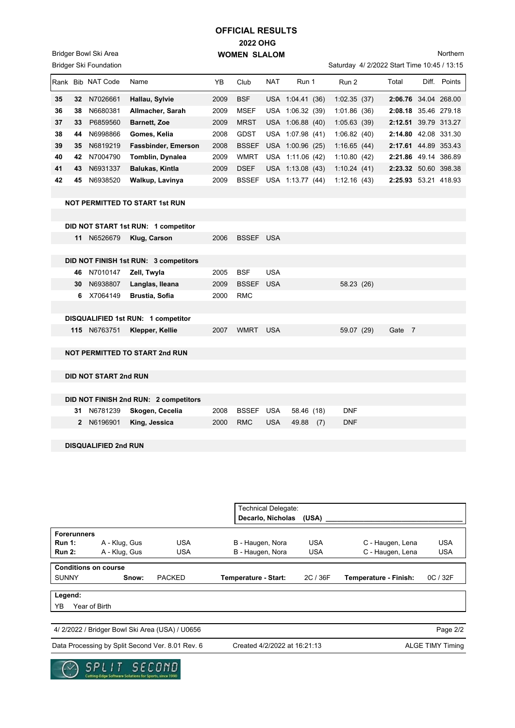# OFFICIAL RESULTS

## 2022 OHG

## WOMEN SLALOM

Bridger Bowl Ski Area

Bridger Ski Foundation

Northern

Saturday 4/ 2/2022 Start Time 10:45 / 13:15

| Rank | Bib | NAT Code | Name | YB | Club | NAT | Run 1 | Run 2 | Total | Diff. | Points |
|---|---|---|---|---|---|---|---|---|---|---|---|
| **35** | **32** | N7026661 | **Hallau, Sylvie** | 2009 | BSF | USA | 1:04.41 (36) | 1:02.35 (37) | **2:06.76** | 34.04 | 268.00 |
| **36** | **38** | N6680381 | **Allmacher, Sarah** | 2009 | MSEF | USA | 1:06.32 (39) | 1:01.86 (36) | **2:08.18** | 35.46 | 279.18 |
| **37** | **33** | P6859560 | **Barnett, Zoe** | 2009 | MRST | USA | 1:06.88 (40) | 1:05.63 (39) | **2:12.51** | 39.79 | 313.27 |
| **38** | **44** | N6998866 | **Gomes, Kelia** | 2008 | GDST | USA | 1:07.98 (41) | 1:06.82 (40) | **2:14.80** | 42.08 | 331.30 |
| **39** | **35** | N6819219 | **Fassbinder, Emerson** | 2008 | BSSEF | USA | 1:00.96 (25) | 1:16.65 (44) | **2:17.61** | 44.89 | 353.43 |
| **40** | **42** | N7004790 | **Tomblin, Dynalea** | 2009 | WMRT | USA | 1:11.06 (42) | 1:10.80 (42) | **2:21.86** | 49.14 | 386.89 |
| **41** | **43** | N6931337 | **Balukas, Kintla** | 2009 | DSEF | USA | 1:13.08 (43) | 1:10.24 (41) | **2:23.32** | 50.60 | 398.38 |
| **42** | **45** | N6938520 | **Walkup, Lavinya** | 2009 | BSSEF | USA | 1:13.77 (44) | 1:12.16 (43) | **2:25.93** | 53.21 | 418.93 |

**NOT PERMITTED TO START 1st RUN**

**DID NOT START 1st RUN: 1 competitor**

| Bib | NAT Code | Name | YB | Club | NAT | Run 1 | Run 2 | Total |
|---|---|---|---|---|---|---|---|---|
| **11** | N6526679 | **Klug, Carson** | 2006 | BSSEF | USA | | | |

**DID NOT FINISH 1st RUN: 3 competitors**

| Bib | NAT Code | Name | YB | Club | NAT | Run 1 | Run 2 | Total |
|---|---|---|---|---|---|---|---|---|
| **46** | N7010147 | **Zell, Twyla** | 2005 | BSF | USA | | | |
| **30** | N6938807 | **Langlas, Ileana** | 2009 | BSSEF | USA | | 58.23 (26) | |
| **6** | X7064149 | **Brustia, Sofia** | 2000 | RMC | | | | |

**DISQUALIFIED 1st RUN: 1 competitor**

| Bib | NAT Code | Name | YB | Club | NAT | Run 1 | Run 2 | Total |
|---|---|---|---|---|---|---|---|---|
| **115** | N6763751 | **Klepper, Kellie** | 2007 | WMRT | USA | | 59.07 (29) | Gate 7 |

**NOT PERMITTED TO START 2nd RUN**

**DID NOT START 2nd RUN**

**DID NOT FINISH 2nd RUN: 2 competitors**

| Bib | NAT Code | Name | YB | Club | NAT | Run 1 | Run 2 | Total |
|---|---|---|---|---|---|---|---|---|
| **31** | N6781239 | **Skogen, Cecelia** | 2008 | BSSEF | USA | 58.46 (18) | DNF | |
| **2** | N6196901 | **King, Jessica** | 2000 | RMC | USA | 49.88 (7) | DNF | |

**DISQUALIFIED 2nd RUN**

Technical Delegate: **Decarlo, Nicholas (USA)**

**Forerunners**

| | | | | | | |
|---|---|---|---|---|---|---|
| **Run 1:** | A - Klug, Gus | USA | B - Haugen, Nora | USA | C - Haugen, Lena | USA |
| **Run 2:** | A - Klug, Gus | USA | B - Haugen, Nora | USA | C - Haugen, Lena | USA |

**Conditions on course**

SUNNY **Snow:** PACKED **Temperature - Start:** 2C / 36F **Temperature - Finish:** 0C / 32F

**Legend:**

YB Year of Birth

4/ 2/2022 / Bridger Bowl Ski Area (USA) / U0656

Data Processing by Split Second Ver. 8.01 Rev. 6 Created 4/2/2022 at 16:21:13 ALGE TIMY Timing